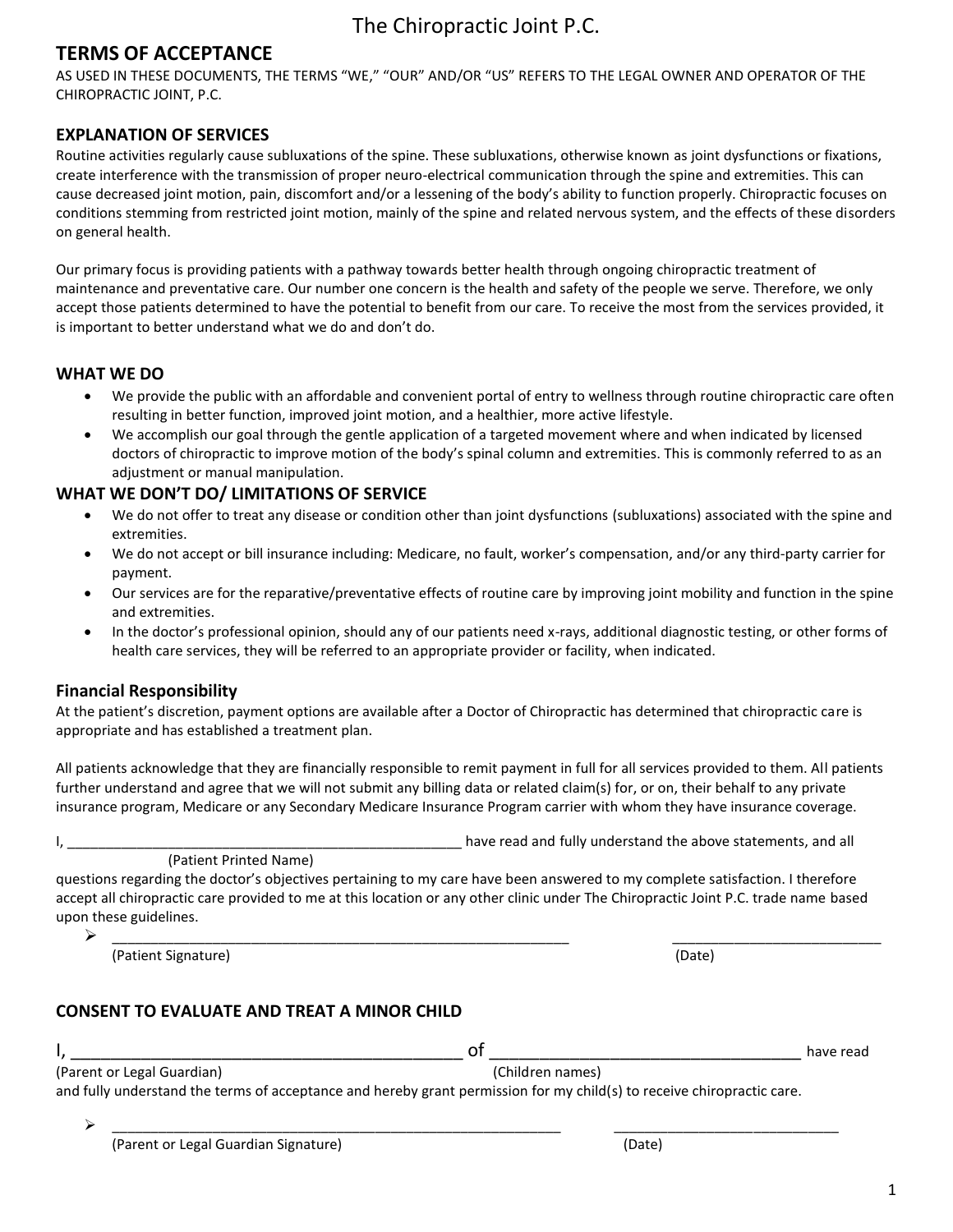# The Chiropractic Joint P.C.

## TERMS OF ACCEPTANCE

AS USED IN THESE DOCUMENTS, THE TERMS "WE," "OUR" AND/OR "US" REFERS TO THE LEGAL OWNER AND OPERATOR OF THE CHIROPRACTIC JOINT, P.C.

### EXPLANATION OF SERVICES

Routine activities regularly cause subluxations of the spine. These subluxations, otherwise known as joint dysfunctions or fixations, create interference with the transmission of proper neuro-electrical communication through the spine and extremities. This can cause decreased joint motion, pain, discomfort and/or a lessening of the body's ability to function properly. Chiropractic focuses on conditions stemming from restricted joint motion, mainly of the spine and related nervous system, and the effects of these disorders on general health.

Our primary focus is providing patients with a pathway towards better health through ongoing chiropractic treatment of maintenance and preventative care. Our number one concern is the health and safety of the people we serve. Therefore, we only accept those patients determined to have the potential to benefit from our care. To receive the most from the services provided, it is important to better understand what we do and don't do.

### WHAT WE DO

- We provide the public with an affordable and convenient portal of entry to wellness through routine chiropractic care often resulting in better function, improved joint motion, and a healthier, more active lifestyle.
- We accomplish our goal through the gentle application of a targeted movement where and when indicated by licensed doctors of chiropractic to improve motion of the body's spinal column and extremities. This is commonly referred to as an adjustment or manual manipulation.

### WHAT WE DON'T DO/ LIMITATIONS OF SERVICE

- We do not offer to treat any disease or condition other than joint dysfunctions (subluxations) associated with the spine and extremities.
- We do not accept or bill insurance including: Medicare, no fault, worker's compensation, and/or any third-party carrier for payment.
- Our services are for the reparative/preventative effects of routine care by improving joint mobility and function in the spine and extremities.
- In the doctor's professional opinion, should any of our patients need x-rays, additional diagnostic testing, or other forms of health care services, they will be referred to an appropriate provider or facility, when indicated.

### Financial Responsibility

At the patient's discretion, payment options are available after a Doctor of Chiropractic has determined that chiropractic care is appropriate and has established a treatment plan.

All patients acknowledge that they are financially responsible to remit payment in full for all services provided to them. All patients further understand and agree that we will not submit any billing data or related claim(s) for, or on, their behalf to any private insurance program, Medicare or any Secondary Medicare Insurance Program carrier with whom they have insurance coverage.

I, ___________________________________________________ have read and fully understand the above statements, and all
(Patient Printed Name)
questions regarding the doctor's objectives pertaining to my care have been answered to my complete satisfaction. I therefore accept all chiropractic care provided to me at this location or any other clinic under The Chiropractic Joint P.C. trade name based upon these guidelines.

- ➢ ____________________________________________________________ (Patient Signature) ___________________________ (Date)

### CONSENT TO EVALUATE AND TREAT A MINOR CHILD

I, ____________________________________________ of __________________________________ have read
(Parent or Legal Guardian) (Children names)
and fully understand the terms of acceptance and hereby grant permission for my child(s) to receive chiropractic care.

- ➢ ___________________________________________________________ (Parent or Legal Guardian Signature) _____________________________ (Date)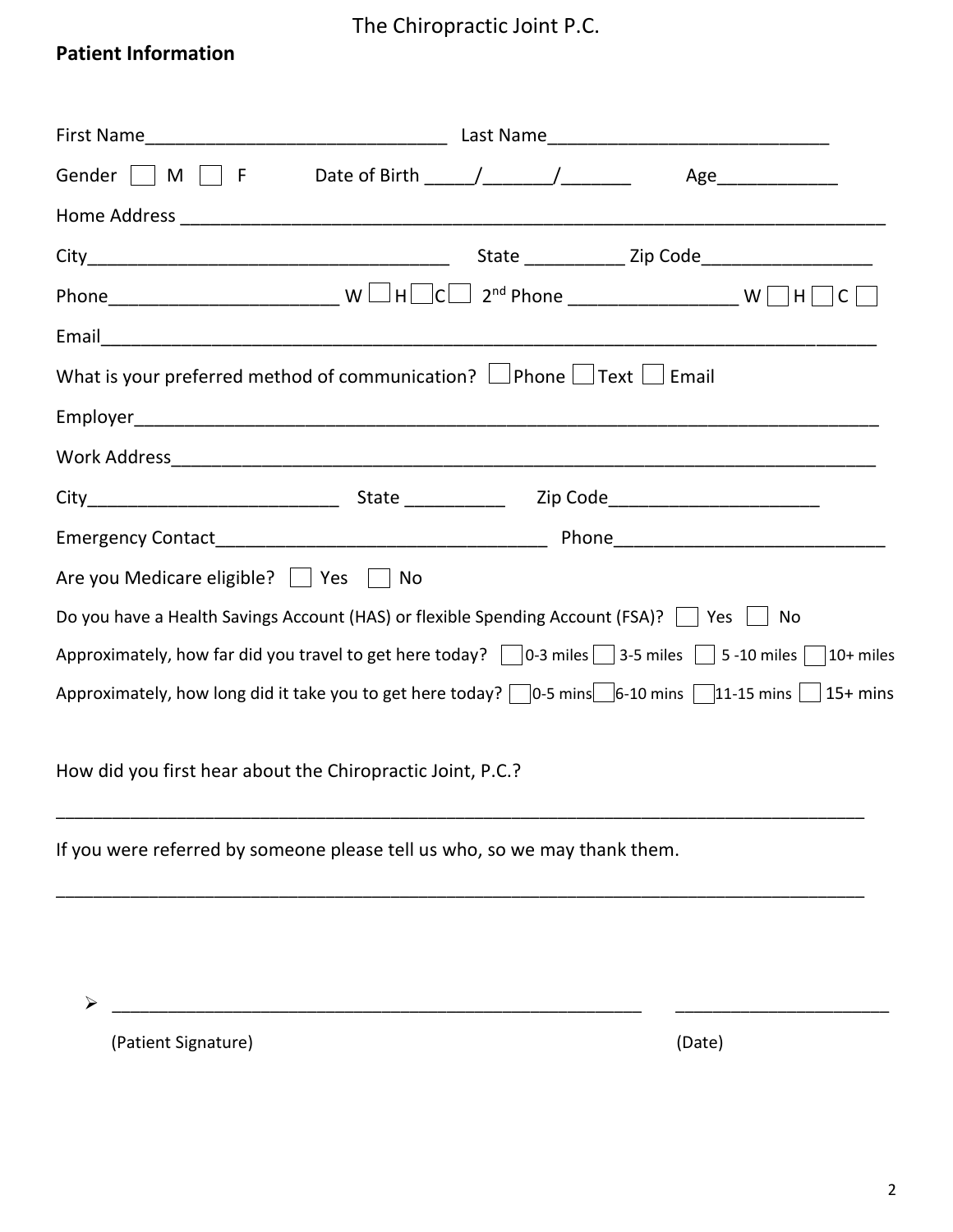The Chiropractic Joint P.C.

## Patient Information

First Name______________________________ Last Name___________________________

Gender ☐ M ☐ F Date of Birth _____/_______/_______ Age____________

Home Address ______________________________________________________________________

City____________________________________ State __________ Zip Code_________________

Phone______________________ W ☐ H ☐ C ☐ 2nd Phone ________________ W ☐ H ☐ C ☐

Email_____________________________________________________________________________

What is your preferred method of communication? ☐ Phone ☐ Text ☐ Email

Employer__________________________________________________________________________

Work Address______________________________________________________________________

City_________________________ State __________ Zip Code_____________________

Emergency Contact________________________________ Phone___________________________

Are you Medicare eligible? ☐ Yes ☐ No

Do you have a Health Savings Account (HAS) or flexible Spending Account (FSA)? ☐ Yes ☐ No

Approximately, how far did you travel to get here today? ☐ 0-3 miles ☐ 3-5 miles ☐ 5 -10 miles ☐ 10+ miles

Approximately, how long did it take you to get here today? ☐ 0-5 mins ☐ 6-10 mins ☐ 11-15 mins ☐ 15+ mins

How did you first hear about the Chiropractic Joint, P.C.?

___________________________________________________________________________________

If you were referred by someone please tell us who, so we may thank them.

___________________________________________________________________________________

➢ _______________________________________________________ ______________________

(Patient Signature) (Date)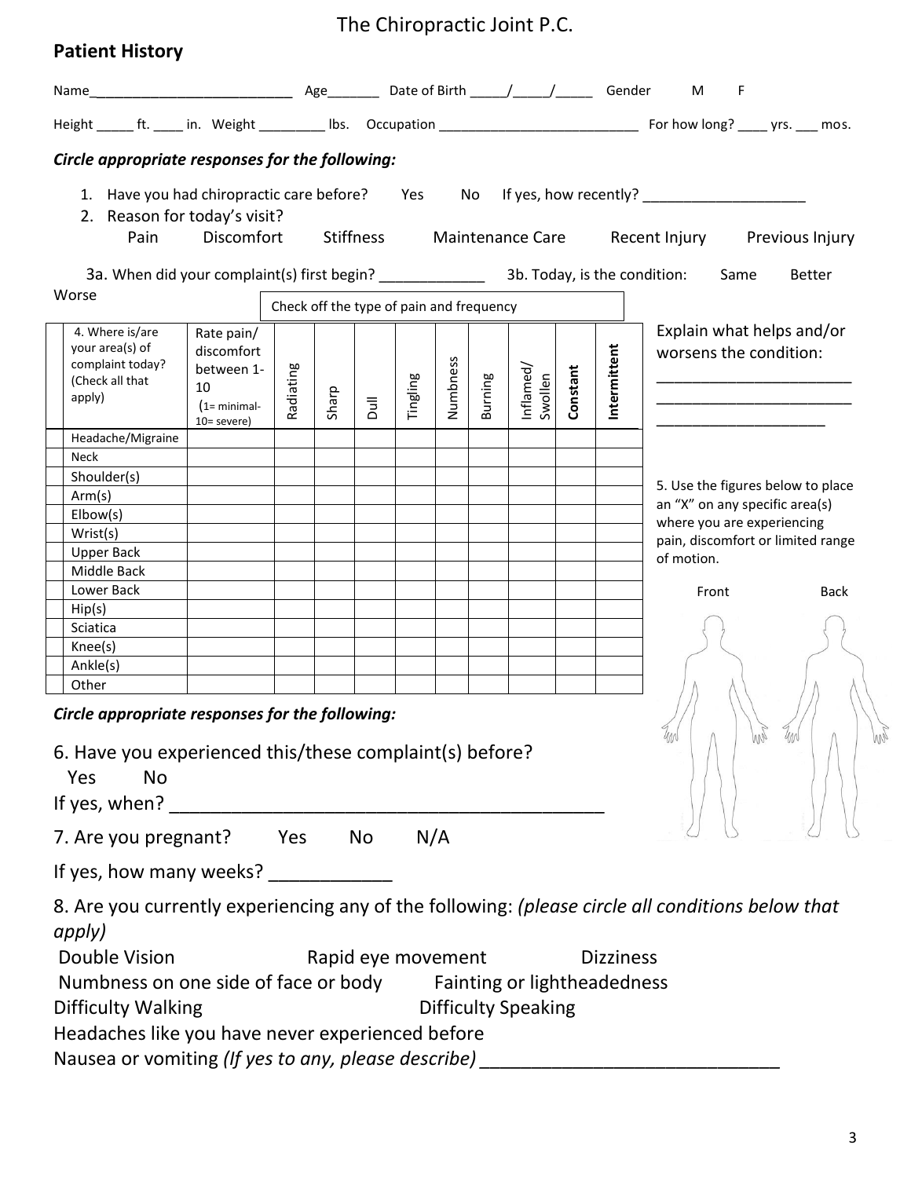# The Chiropractic Joint P.C.

## Patient History

Name___________________________ Age_______ Date of Birth _____/_____/_____ Gender M F

Height _____ ft. ____ in. Weight _________ lbs. Occupation ___________________________ For how long? ____ yrs. ___ mos.

***Circle appropriate responses for the following:***

1. Have you had chiropractic care before? Yes No If yes, how recently? ____________________
2. Reason for today's visit?
   Pain Discomfort Stiffness Maintenance Care Recent Injury Previous Injury

3a. When did your complaint(s) first begin? _____________ 3b. Today, is the condition: Same Better Worse

| 4. Where is/are your area(s) of complaint today? (Check all that apply) | Rate pain/ discomfort between 1-10 (1= minimal- 10= severe) | Check off the type of pain and frequency | | | | | | | | |
|---|---|---|---|---|---|---|---|---|---|---|
| | | Radiating | Sharp | Dull | Tingling | Numbness | Burning | Inflamed/ Swollen | **Constant** | **Intermittent** |
| Headache/Migraine | | | | | | | | | | |
| Neck | | | | | | | | | | |
| Shoulder(s) | | | | | | | | | | |
| Arm(s) | | | | | | | | | | |
| Elbow(s) | | | | | | | | | | |
| Wrist(s) | | | | | | | | | | |
| Upper Back | | | | | | | | | | |
| Middle Back | | | | | | | | | | |
| Lower Back | | | | | | | | | | |
| Hip(s) | | | | | | | | | | |
| Sciatica | | | | | | | | | | |
| Knee(s) | | | | | | | | | | |
| Ankle(s) | | | | | | | | | | |
| Other | | | | | | | | | | |

Explain what helps and/or worsens the condition:

______________________

______________________

____________________

5. Use the figures below to place an "X" on any specific area(s) where you are experiencing pain, discomfort or limited range of motion.

Front Back

***Circle appropriate responses for the following:***

6. Have you experienced this/these complaint(s) before?
   Yes No
   If yes, when? ___________________________________________

7. Are you pregnant? Yes No N/A

If yes, how many weeks? ____________

8. Are you currently experiencing any of the following: *(please circle all conditions below that apply)*

Double Vision Rapid eye movement Dizziness
Numbness on one side of face or body Fainting or lightheadedness
Difficulty Walking Difficulty Speaking
Headaches like you have never experienced before
Nausea or vomiting *(If yes to any, please describe)* _____________________________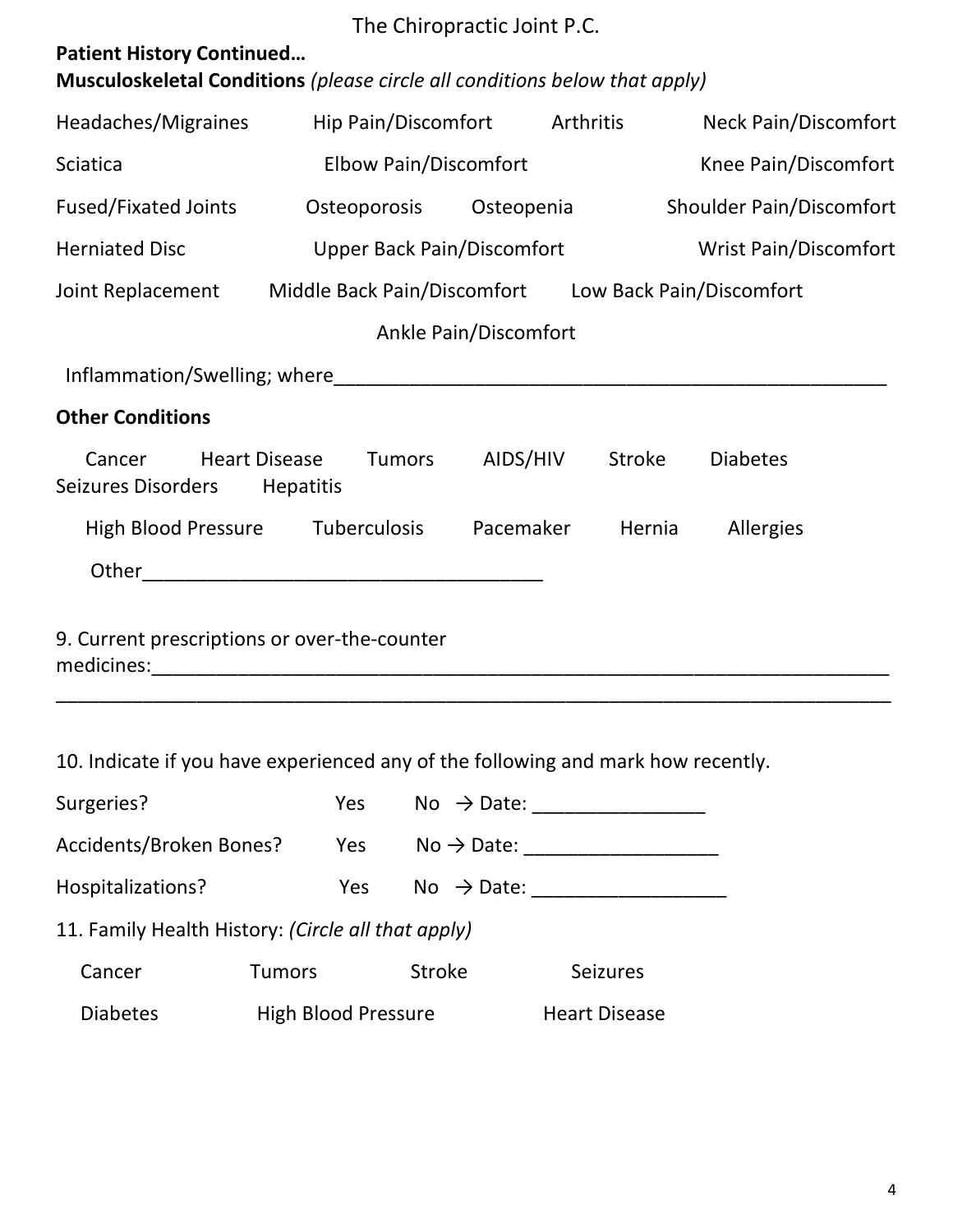The Chiropractic Joint P.C.

**Patient History Continued…**

**Musculoskeletal Conditions** *(please circle all conditions below that apply)*

Headaches/Migraines    Hip Pain/Discomfort    Arthritis    Neck Pain/Discomfort

Sciatica    Elbow Pain/Discomfort    Knee Pain/Discomfort

Fused/Fixated Joints    Osteoporosis    Osteopenia    Shoulder Pain/Discomfort

Herniated Disc    Upper Back Pain/Discomfort    Wrist Pain/Discomfort

Joint Replacement    Middle Back Pain/Discomfort    Low Back Pain/Discomfort

Ankle Pain/Discomfort

Inflammation/Swelling; where_____________________________________________________

**Other Conditions**

Cancer    Heart Disease    Tumors    AIDS/HIV    Stroke    Diabetes    Seizures Disorders    Hepatitis

High Blood Pressure    Tuberculosis    Pacemaker    Hernia    Allergies

Other_____________________________________

9. Current prescriptions or over-the-counter medicines:_______________________________________________________________________

_______________________________________________________________________________

10. Indicate if you have experienced any of the following and mark how recently.

Surgeries?    Yes    No → Date: ________________

Accidents/Broken Bones?    Yes    No → Date: __________________

Hospitalizations?    Yes    No → Date: __________________

11. Family Health History: *(Circle all that apply)*

Cancer    Tumors    Stroke    Seizures

Diabetes    High Blood Pressure    Heart Disease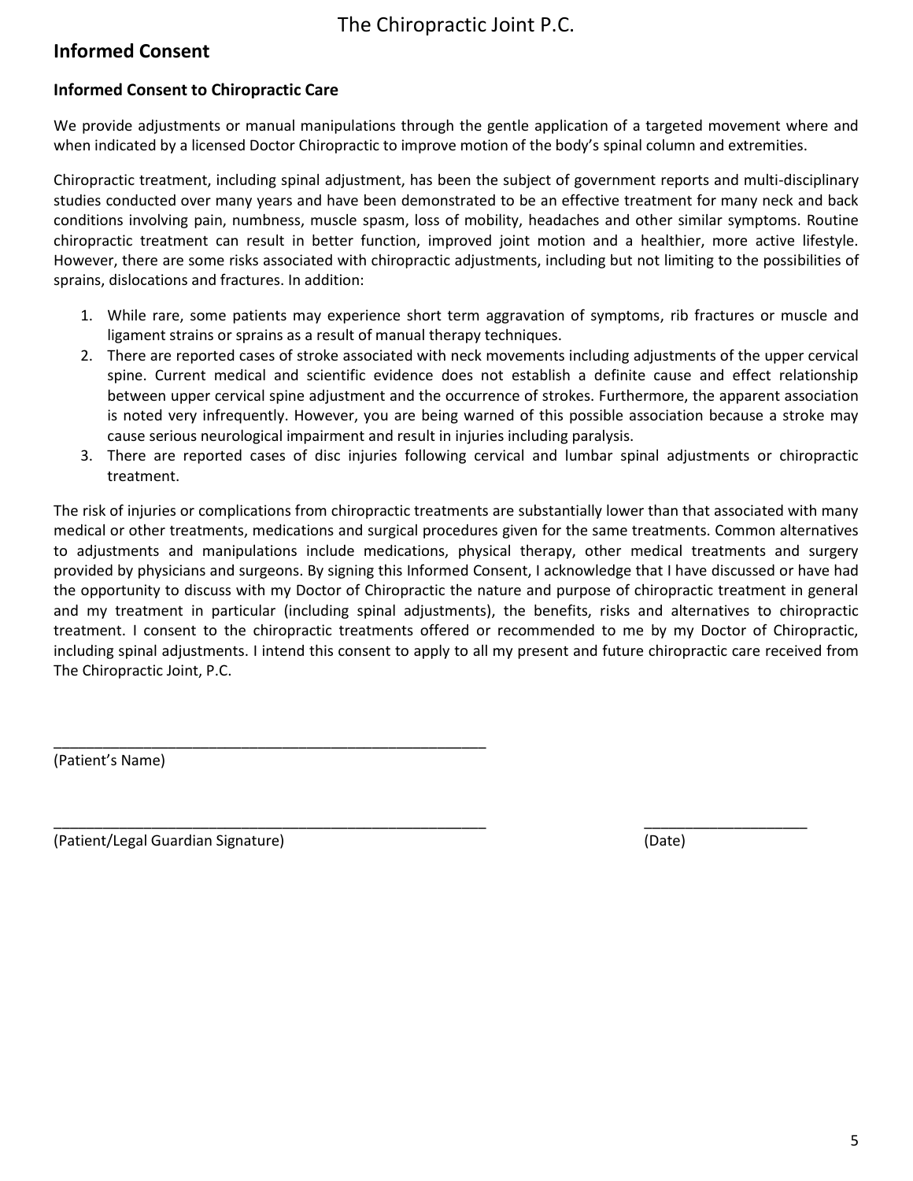The Chiropractic Joint P.C.

## Informed Consent

### Informed Consent to Chiropractic Care

We provide adjustments or manual manipulations through the gentle application of a targeted movement where and when indicated by a licensed Doctor Chiropractic to improve motion of the body's spinal column and extremities.

Chiropractic treatment, including spinal adjustment, has been the subject of government reports and multi-disciplinary studies conducted over many years and have been demonstrated to be an effective treatment for many neck and back conditions involving pain, numbness, muscle spasm, loss of mobility, headaches and other similar symptoms. Routine chiropractic treatment can result in better function, improved joint motion and a healthier, more active lifestyle. However, there are some risks associated with chiropractic adjustments, including but not limiting to the possibilities of sprains, dislocations and fractures. In addition:

1. While rare, some patients may experience short term aggravation of symptoms, rib fractures or muscle and ligament strains or sprains as a result of manual therapy techniques.
2. There are reported cases of stroke associated with neck movements including adjustments of the upper cervical spine. Current medical and scientific evidence does not establish a definite cause and effect relationship between upper cervical spine adjustment and the occurrence of strokes. Furthermore, the apparent association is noted very infrequently. However, you are being warned of this possible association because a stroke may cause serious neurological impairment and result in injuries including paralysis.
3. There are reported cases of disc injuries following cervical and lumbar spinal adjustments or chiropractic treatment.

The risk of injuries or complications from chiropractic treatments are substantially lower than that associated with many medical or other treatments, medications and surgical procedures given for the same treatments. Common alternatives to adjustments and manipulations include medications, physical therapy, other medical treatments and surgery provided by physicians and surgeons. By signing this Informed Consent, I acknowledge that I have discussed or have had the opportunity to discuss with my Doctor of Chiropractic the nature and purpose of chiropractic treatment in general and my treatment in particular (including spinal adjustments), the benefits, risks and alternatives to chiropractic treatment. I consent to the chiropractic treatments offered or recommended to me by my Doctor of Chiropractic, including spinal adjustments. I intend this consent to apply to all my present and future chiropractic care received from The Chiropractic Joint, P.C.

______________________________________________________
(Patient's Name)

______________________________________________________ ____________________
(Patient/Legal Guardian Signature) (Date)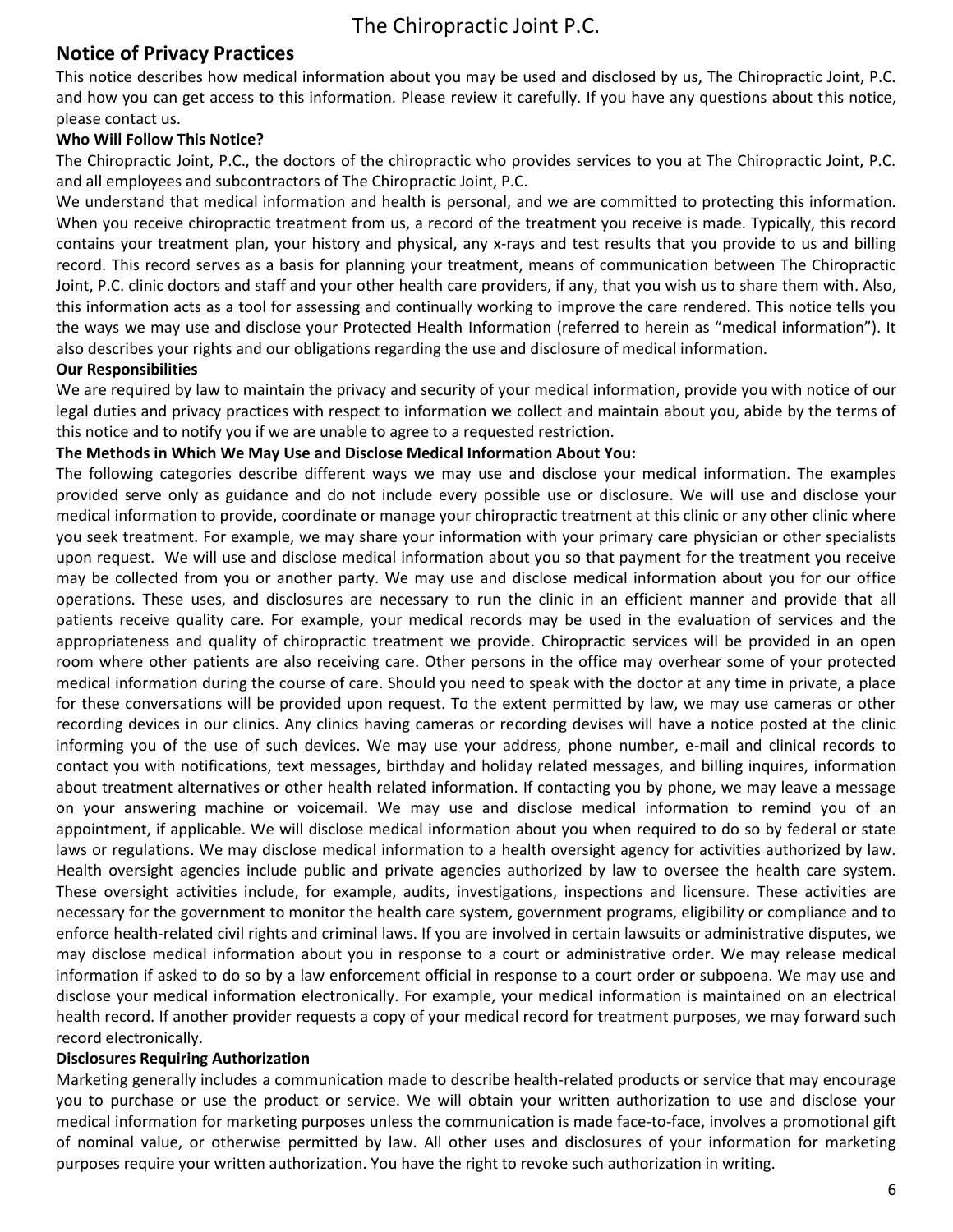# The Chiropractic Joint P.C.

## Notice of Privacy Practices

This notice describes how medical information about you may be used and disclosed by us, The Chiropractic Joint, P.C. and how you can get access to this information. Please review it carefully. If you have any questions about this notice, please contact us.

**Who Will Follow This Notice?**

The Chiropractic Joint, P.C., the doctors of the chiropractic who provides services to you at The Chiropractic Joint, P.C. and all employees and subcontractors of The Chiropractic Joint, P.C.

We understand that medical information and health is personal, and we are committed to protecting this information. When you receive chiropractic treatment from us, a record of the treatment you receive is made. Typically, this record contains your treatment plan, your history and physical, any x-rays and test results that you provide to us and billing record. This record serves as a basis for planning your treatment, means of communication between The Chiropractic Joint, P.C. clinic doctors and staff and your other health care providers, if any, that you wish us to share them with. Also, this information acts as a tool for assessing and continually working to improve the care rendered. This notice tells you the ways we may use and disclose your Protected Health Information (referred to herein as "medical information"). It also describes your rights and our obligations regarding the use and disclosure of medical information.

**Our Responsibilities**

We are required by law to maintain the privacy and security of your medical information, provide you with notice of our legal duties and privacy practices with respect to information we collect and maintain about you, abide by the terms of this notice and to notify you if we are unable to agree to a requested restriction.

**The Methods in Which We May Use and Disclose Medical Information About You:**

The following categories describe different ways we may use and disclose your medical information. The examples provided serve only as guidance and do not include every possible use or disclosure. We will use and disclose your medical information to provide, coordinate or manage your chiropractic treatment at this clinic or any other clinic where you seek treatment. For example, we may share your information with your primary care physician or other specialists upon request. We will use and disclose medical information about you so that payment for the treatment you receive may be collected from you or another party. We may use and disclose medical information about you for our office operations. These uses, and disclosures are necessary to run the clinic in an efficient manner and provide that all patients receive quality care. For example, your medical records may be used in the evaluation of services and the appropriateness and quality of chiropractic treatment we provide. Chiropractic services will be provided in an open room where other patients are also receiving care. Other persons in the office may overhear some of your protected medical information during the course of care. Should you need to speak with the doctor at any time in private, a place for these conversations will be provided upon request. To the extent permitted by law, we may use cameras or other recording devices in our clinics. Any clinics having cameras or recording devises will have a notice posted at the clinic informing you of the use of such devices. We may use your address, phone number, e-mail and clinical records to contact you with notifications, text messages, birthday and holiday related messages, and billing inquires, information about treatment alternatives or other health related information. If contacting you by phone, we may leave a message on your answering machine or voicemail. We may use and disclose medical information to remind you of an appointment, if applicable. We will disclose medical information about you when required to do so by federal or state laws or regulations. We may disclose medical information to a health oversight agency for activities authorized by law. Health oversight agencies include public and private agencies authorized by law to oversee the health care system. These oversight activities include, for example, audits, investigations, inspections and licensure. These activities are necessary for the government to monitor the health care system, government programs, eligibility or compliance and to enforce health-related civil rights and criminal laws. If you are involved in certain lawsuits or administrative disputes, we may disclose medical information about you in response to a court or administrative order. We may release medical information if asked to do so by a law enforcement official in response to a court order or subpoena. We may use and disclose your medical information electronically. For example, your medical information is maintained on an electrical health record. If another provider requests a copy of your medical record for treatment purposes, we may forward such record electronically.

**Disclosures Requiring Authorization**

Marketing generally includes a communication made to describe health-related products or service that may encourage you to purchase or use the product or service. We will obtain your written authorization to use and disclose your medical information for marketing purposes unless the communication is made face-to-face, involves a promotional gift of nominal value, or otherwise permitted by law. All other uses and disclosures of your information for marketing purposes require your written authorization. You have the right to revoke such authorization in writing.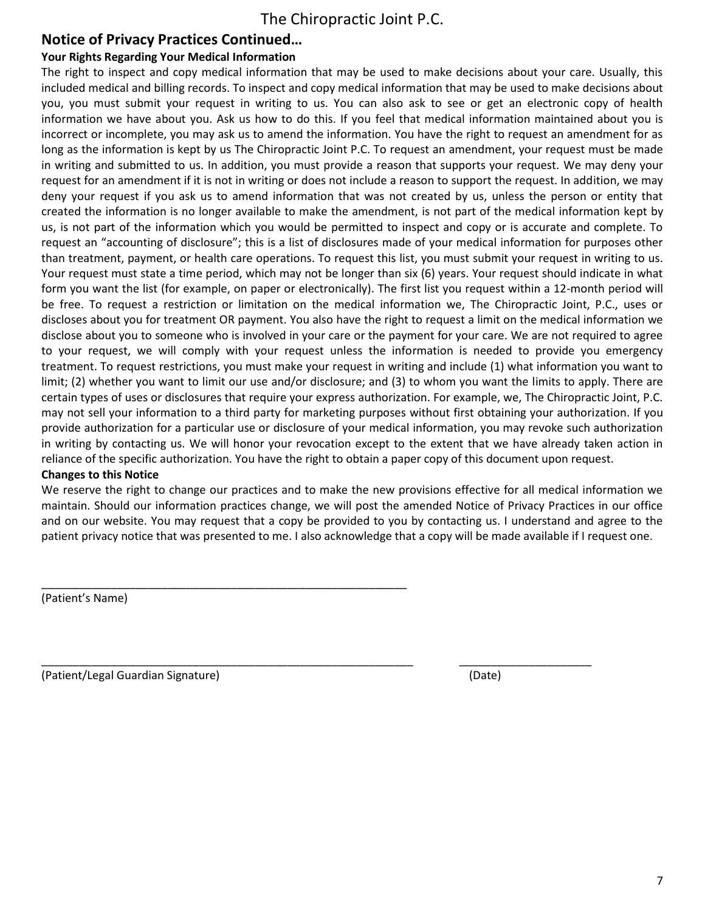# The Chiropractic Joint P.C.

## Notice of Privacy Practices Continued…

**Your Rights Regarding Your Medical Information**

The right to inspect and copy medical information that may be used to make decisions about your care. Usually, this included medical and billing records. To inspect and copy medical information that may be used to make decisions about you, you must submit your request in writing to us. You can also ask to see or get an electronic copy of health information we have about you. Ask us how to do this. If you feel that medical information maintained about you is incorrect or incomplete, you may ask us to amend the information. You have the right to request an amendment for as long as the information is kept by us The Chiropractic Joint P.C. To request an amendment, your request must be made in writing and submitted to us. In addition, you must provide a reason that supports your request. We may deny your request for an amendment if it is not in writing or does not include a reason to support the request. In addition, we may deny your request if you ask us to amend information that was not created by us, unless the person or entity that created the information is no longer available to make the amendment, is not part of the medical information kept by us, is not part of the information which you would be permitted to inspect and copy or is accurate and complete. To request an "accounting of disclosure"; this is a list of disclosures made of your medical information for purposes other than treatment, payment, or health care operations. To request this list, you must submit your request in writing to us. Your request must state a time period, which may not be longer than six (6) years. Your request should indicate in what form you want the list (for example, on paper or electronically). The first list you request within a 12-month period will be free. To request a restriction or limitation on the medical information we, The Chiropractic Joint, P.C., uses or discloses about you for treatment OR payment. You also have the right to request a limit on the medical information we disclose about you to someone who is involved in your care or the payment for your care. We are not required to agree to your request, we will comply with your request unless the information is needed to provide you emergency treatment. To request restrictions, you must make your request in writing and include (1) what information you want to limit; (2) whether you want to limit our use and/or disclosure; and (3) to whom you want the limits to apply. There are certain types of uses or disclosures that require your express authorization. For example, we, The Chiropractic Joint, P.C. may not sell your information to a third party for marketing purposes without first obtaining your authorization. If you provide authorization for a particular use or disclosure of your medical information, you may revoke such authorization in writing by contacting us. We will honor your revocation except to the extent that we have already taken action in reliance of the specific authorization. You have the right to obtain a paper copy of this document upon request.

**Changes to this Notice**

We reserve the right to change our practices and to make the new provisions effective for all medical information we maintain. Should our information practices change, we will post the amended Notice of Privacy Practices in our office and on our website. You may request that a copy be provided to you by contacting us. I understand and agree to the patient privacy notice that was presented to me. I also acknowledge that a copy will be made available if I request one.

_____________________________________________________________

(Patient's Name)

_____________________________________________________________ _____________________

(Patient/Legal Guardian Signature) (Date)